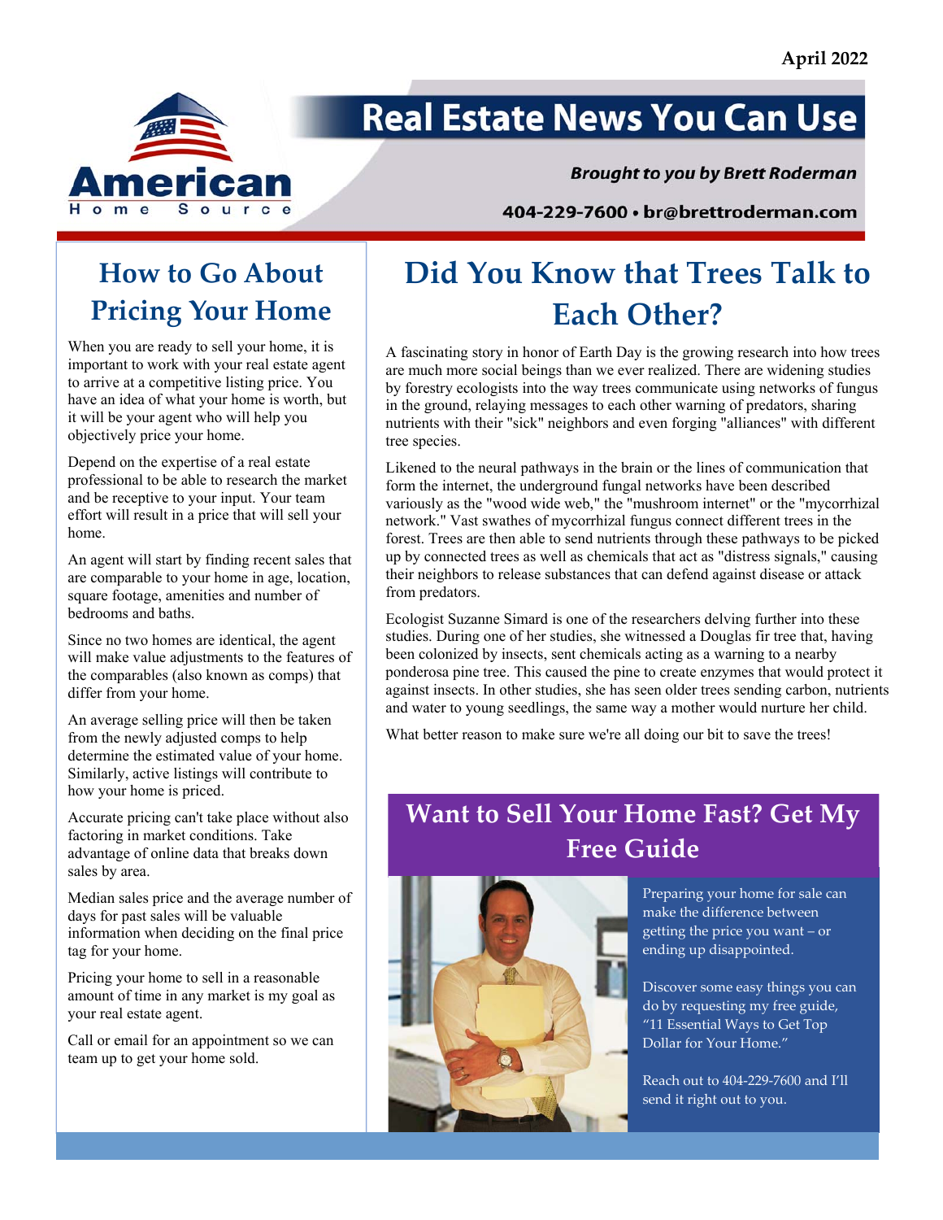April 2022

# Real Estate News You Can Use

***Brought to you by Brett Roderman***

**404-229-7600 • br@brettroderman.com**

## How to Go About Pricing Your Home

When you are ready to sell your home, it is important to work with your real estate agent to arrive at a competitive listing price. You have an idea of what your home is worth, but it will be your agent who will help you objectively price your home.

Depend on the expertise of a real estate professional to be able to research the market and be receptive to your input. Your team effort will result in a price that will sell your home.

An agent will start by finding recent sales that are comparable to your home in age, location, square footage, amenities and number of bedrooms and baths.

Since no two homes are identical, the agent will make value adjustments to the features of the comparables (also known as comps) that differ from your home.

An average selling price will then be taken from the newly adjusted comps to help determine the estimated value of your home. Similarly, active listings will contribute to how your home is priced.

Accurate pricing can't take place without also factoring in market conditions. Take advantage of online data that breaks down sales by area.

Median sales price and the average number of days for past sales will be valuable information when deciding on the final price tag for your home.

Pricing your home to sell in a reasonable amount of time in any market is my goal as your real estate agent.

Call or email for an appointment so we can team up to get your home sold.

## Did You Know that Trees Talk to Each Other?

A fascinating story in honor of Earth Day is the growing research into how trees are much more social beings than we ever realized. There are widening studies by forestry ecologists into the way trees communicate using networks of fungus in the ground, relaying messages to each other warning of predators, sharing nutrients with their "sick" neighbors and even forging "alliances" with different tree species.

Likened to the neural pathways in the brain or the lines of communication that form the internet, the underground fungal networks have been described variously as the "wood wide web," the "mushroom internet" or the "mycorrhizal network." Vast swathes of mycorrhizal fungus connect different trees in the forest. Trees are then able to send nutrients through these pathways to be picked up by connected trees as well as chemicals that act as "distress signals," causing their neighbors to release substances that can defend against disease or attack from predators.

Ecologist Suzanne Simard is one of the researchers delving further into these studies. During one of her studies, she witnessed a Douglas fir tree that, having been colonized by insects, sent chemicals acting as a warning to a nearby ponderosa pine tree. This caused the pine to create enzymes that would protect it against insects. In other studies, she has seen older trees sending carbon, nutrients and water to young seedlings, the same way a mother would nurture her child.

What better reason to make sure we're all doing our bit to save the trees!

## Want to Sell Your Home Fast? Get My Free Guide

Preparing your home for sale can make the difference between getting the price you want – or ending up disappointed.

Discover some easy things you can do by requesting my free guide, "11 Essential Ways to Get Top Dollar for Your Home."

Reach out to 404-229-7600 and I'll send it right out to you.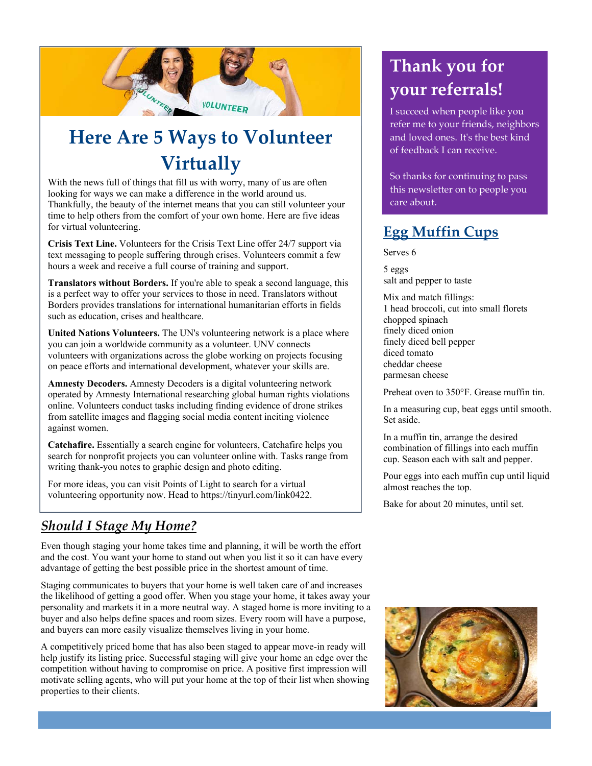# Here Are 5 Ways to Volunteer Virtually

With the news full of things that fill us with worry, many of us are often looking for ways we can make a difference in the world around us. Thankfully, the beauty of the internet means that you can still volunteer your time to help others from the comfort of your own home. Here are five ideas for virtual volunteering.

**Crisis Text Line.** Volunteers for the Crisis Text Line offer 24/7 support via text messaging to people suffering through crises. Volunteers commit a few hours a week and receive a full course of training and support.

**Translators without Borders.** If you're able to speak a second language, this is a perfect way to offer your services to those in need. Translators without Borders provides translations for international humanitarian efforts in fields such as education, crises and healthcare.

**United Nations Volunteers.** The UN's volunteering network is a place where you can join a worldwide community as a volunteer. UNV connects volunteers with organizations across the globe working on projects focusing on peace efforts and international development, whatever your skills are.

**Amnesty Decoders.** Amnesty Decoders is a digital volunteering network operated by Amnesty International researching global human rights violations online. Volunteers conduct tasks including finding evidence of drone strikes from satellite images and flagging social media content inciting violence against women.

**Catchafire.** Essentially a search engine for volunteers, Catchafire helps you search for nonprofit projects you can volunteer online with. Tasks range from writing thank-you notes to graphic design and photo editing.

For more ideas, you can visit Points of Light to search for a virtual volunteering opportunity now. Head to https://tinyurl.com/link0422.

## *Should I Stage My Home?*

Even though staging your home takes time and planning, it will be worth the effort and the cost. You want your home to stand out when you list it so it can have every advantage of getting the best possible price in the shortest amount of time.

Staging communicates to buyers that your home is well taken care of and increases the likelihood of getting a good offer. When you stage your home, it takes away your personality and markets it in a more neutral way. A staged home is more inviting to a buyer and also helps define spaces and room sizes. Every room will have a purpose, and buyers can more easily visualize themselves living in your home.

A competitively priced home that has also been staged to appear move-in ready will help justify its listing price. Successful staging will give your home an edge over the competition without having to compromise on price. A positive first impression will motivate selling agents, who will put your home at the top of their list when showing properties to their clients.

## Thank you for your referrals!

I succeed when people like you refer me to your friends, neighbors and loved ones. It's the best kind of feedback I can receive.

So thanks for continuing to pass this newsletter on to people you care about.

## Egg Muffin Cups

Serves 6

5 eggs
salt and pepper to taste

Mix and match fillings:
1 head broccoli, cut into small florets
chopped spinach
finely diced onion
finely diced bell pepper
diced tomato
cheddar cheese
parmesan cheese

Preheat oven to 350°F. Grease muffin tin.

In a measuring cup, beat eggs until smooth. Set aside.

In a muffin tin, arrange the desired combination of fillings into each muffin cup. Season each with salt and pepper.

Pour eggs into each muffin cup until liquid almost reaches the top.

Bake for about 20 minutes, until set.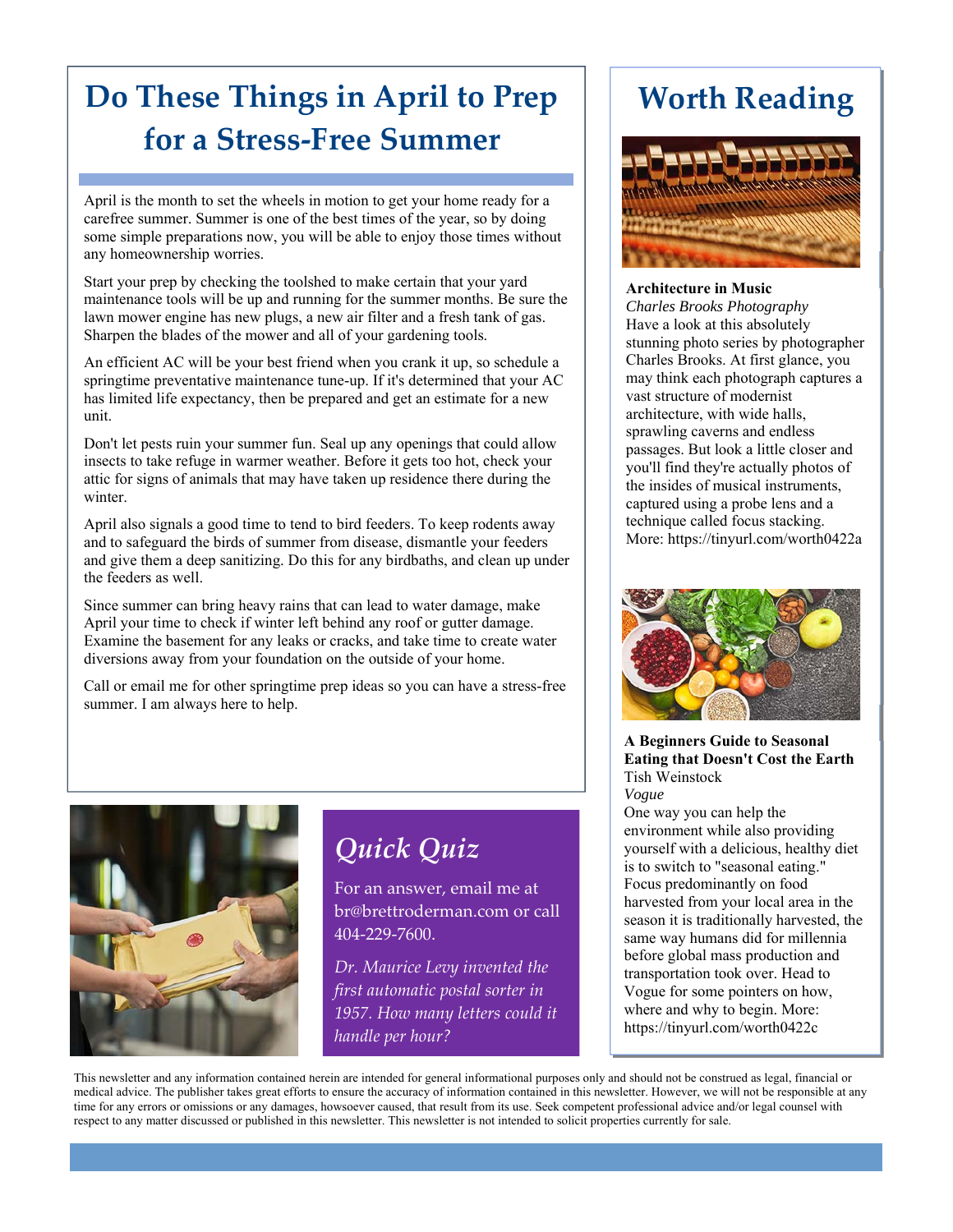# Do These Things in April to Prep for a Stress-Free Summer

April is the month to set the wheels in motion to get your home ready for a carefree summer. Summer is one of the best times of the year, so by doing some simple preparations now, you will be able to enjoy those times without any homeownership worries.

Start your prep by checking the toolshed to make certain that your yard maintenance tools will be up and running for the summer months. Be sure the lawn mower engine has new plugs, a new air filter and a fresh tank of gas. Sharpen the blades of the mower and all of your gardening tools.

An efficient AC will be your best friend when you crank it up, so schedule a springtime preventative maintenance tune-up. If it's determined that your AC has limited life expectancy, then be prepared and get an estimate for a new unit.

Don't let pests ruin your summer fun. Seal up any openings that could allow insects to take refuge in warmer weather. Before it gets too hot, check your attic for signs of animals that may have taken up residence there during the winter.

April also signals a good time to tend to bird feeders. To keep rodents away and to safeguard the birds of summer from disease, dismantle your feeders and give them a deep sanitizing. Do this for any birdbaths, and clean up under the feeders as well.

Since summer can bring heavy rains that can lead to water damage, make April your time to check if winter left behind any roof or gutter damage. Examine the basement for any leaks or cracks, and take time to create water diversions away from your foundation on the outside of your home.

Call or email me for other springtime prep ideas so you can have a stress-free summer. I am always here to help.

## *Quick Quiz*

For an answer, email me at br@brettroderman.com or call 404-229-7600.

*Dr. Maurice Levy invented the first automatic postal sorter in 1957. How many letters could it handle per hour?*

# Worth Reading

**Architecture in Music**
*Charles Brooks Photography*
Have a look at this absolutely stunning photo series by photographer Charles Brooks. At first glance, you may think each photograph captures a vast structure of modernist architecture, with wide halls, sprawling caverns and endless passages. But look a little closer and you'll find they're actually photos of the insides of musical instruments, captured using a probe lens and a technique called focus stacking. More: https://tinyurl.com/worth0422a

**A Beginners Guide to Seasonal Eating that Doesn't Cost the Earth**
Tish Weinstock
*Vogue*
One way you can help the environment while also providing yourself with a delicious, healthy diet is to switch to "seasonal eating." Focus predominantly on food harvested from your local area in the season it is traditionally harvested, the same way humans did for millennia before global mass production and transportation took over. Head to Vogue for some pointers on how, where and why to begin. More: https://tinyurl.com/worth0422c

This newsletter and any information contained herein are intended for general informational purposes only and should not be construed as legal, financial or medical advice. The publisher takes great efforts to ensure the accuracy of information contained in this newsletter. However, we will not be responsible at any time for any errors or omissions or any damages, howsoever caused, that result from its use. Seek competent professional advice and/or legal counsel with respect to any matter discussed or published in this newsletter. This newsletter is not intended to solicit properties currently for sale.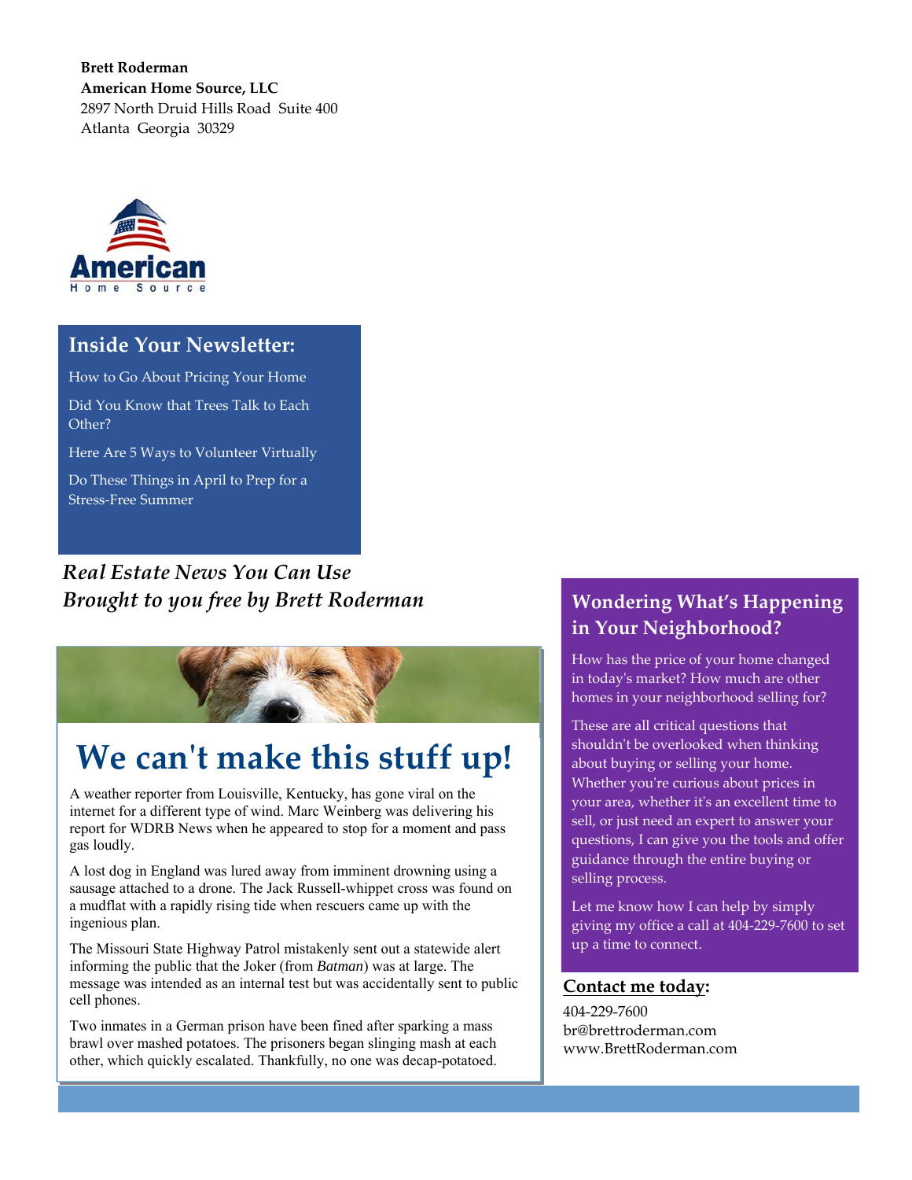**Brett Roderman**
**American Home Source, LLC**
2897 North Druid Hills Road Suite 400
Atlanta Georgia 30329

## Inside Your Newsletter:

How to Go About Pricing Your Home

Did You Know that Trees Talk to Each Other?

Here Are 5 Ways to Volunteer Virtually

Do These Things in April to Prep for a Stress-Free Summer

***Real Estate News You Can Use***
***Brought to you free by Brett Roderman***

# We can't make this stuff up!

A weather reporter from Louisville, Kentucky, has gone viral on the internet for a different type of wind. Marc Weinberg was delivering his report for WDRB News when he appeared to stop for a moment and pass gas loudly.

A lost dog in England was lured away from imminent drowning using a sausage attached to a drone. The Jack Russell-whippet cross was found on a mudflat with a rapidly rising tide when rescuers came up with the ingenious plan.

The Missouri State Highway Patrol mistakenly sent out a statewide alert informing the public that the Joker (from *Batman*) was at large. The message was intended as an internal test but was accidentally sent to public cell phones.

Two inmates in a German prison have been fined after sparking a mass brawl over mashed potatoes. The prisoners began slinging mash at each other, which quickly escalated. Thankfully, no one was decap-potatoed.

## Wondering What's Happening in Your Neighborhood?

How has the price of your home changed in today's market? How much are other homes in your neighborhood selling for?

These are all critical questions that shouldn't be overlooked when thinking about buying or selling your home. Whether you're curious about prices in your area, whether it's an excellent time to sell, or just need an expert to answer your questions, I can give you the tools and offer guidance through the entire buying or selling process.

Let me know how I can help by simply giving my office a call at 404-229-7600 to set up a time to connect.

**Contact me today:**

404-229-7600
br@brettroderman.com
www.BrettRoderman.com